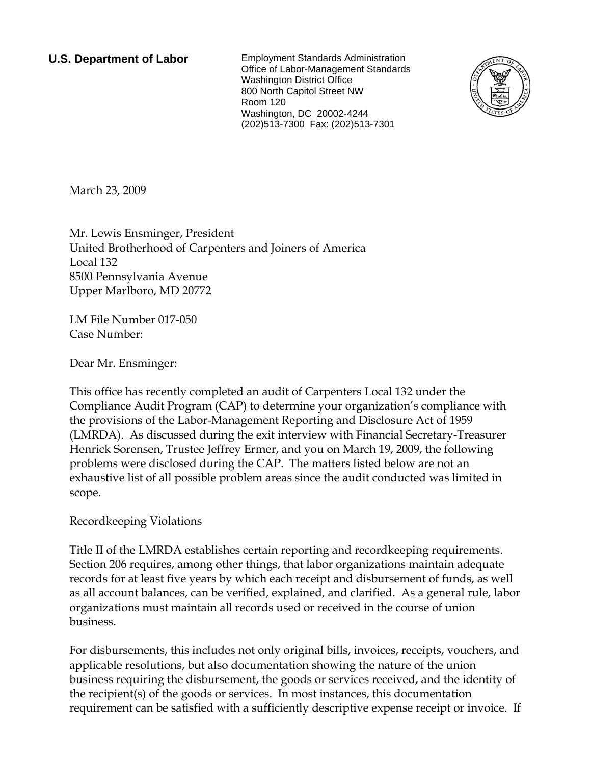**U.S. Department of Labor**

Employment Standards Administration
Office of Labor-Management Standards
Washington District Office
800 North Capitol Street NW
Room 120
Washington, DC 20002-4244
(202)513-7300 Fax: (202)513-7301

March 23, 2009

Mr. Lewis Ensminger, President
United Brotherhood of Carpenters and Joiners of America
Local 132
8500 Pennsylvania Avenue
Upper Marlboro, MD 20772

LM File Number 017-050
Case Number:

Dear Mr. Ensminger:

This office has recently completed an audit of Carpenters Local 132 under the Compliance Audit Program (CAP) to determine your organization's compliance with the provisions of the Labor-Management Reporting and Disclosure Act of 1959 (LMRDA). As discussed during the exit interview with Financial Secretary-Treasurer Henrick Sorensen, Trustee Jeffrey Ermer, and you on March 19, 2009, the following problems were disclosed during the CAP. The matters listed below are not an exhaustive list of all possible problem areas since the audit conducted was limited in scope.

Recordkeeping Violations

Title II of the LMRDA establishes certain reporting and recordkeeping requirements. Section 206 requires, among other things, that labor organizations maintain adequate records for at least five years by which each receipt and disbursement of funds, as well as all account balances, can be verified, explained, and clarified. As a general rule, labor organizations must maintain all records used or received in the course of union business.

For disbursements, this includes not only original bills, invoices, receipts, vouchers, and applicable resolutions, but also documentation showing the nature of the union business requiring the disbursement, the goods or services received, and the identity of the recipient(s) of the goods or services. In most instances, this documentation requirement can be satisfied with a sufficiently descriptive expense receipt or invoice. If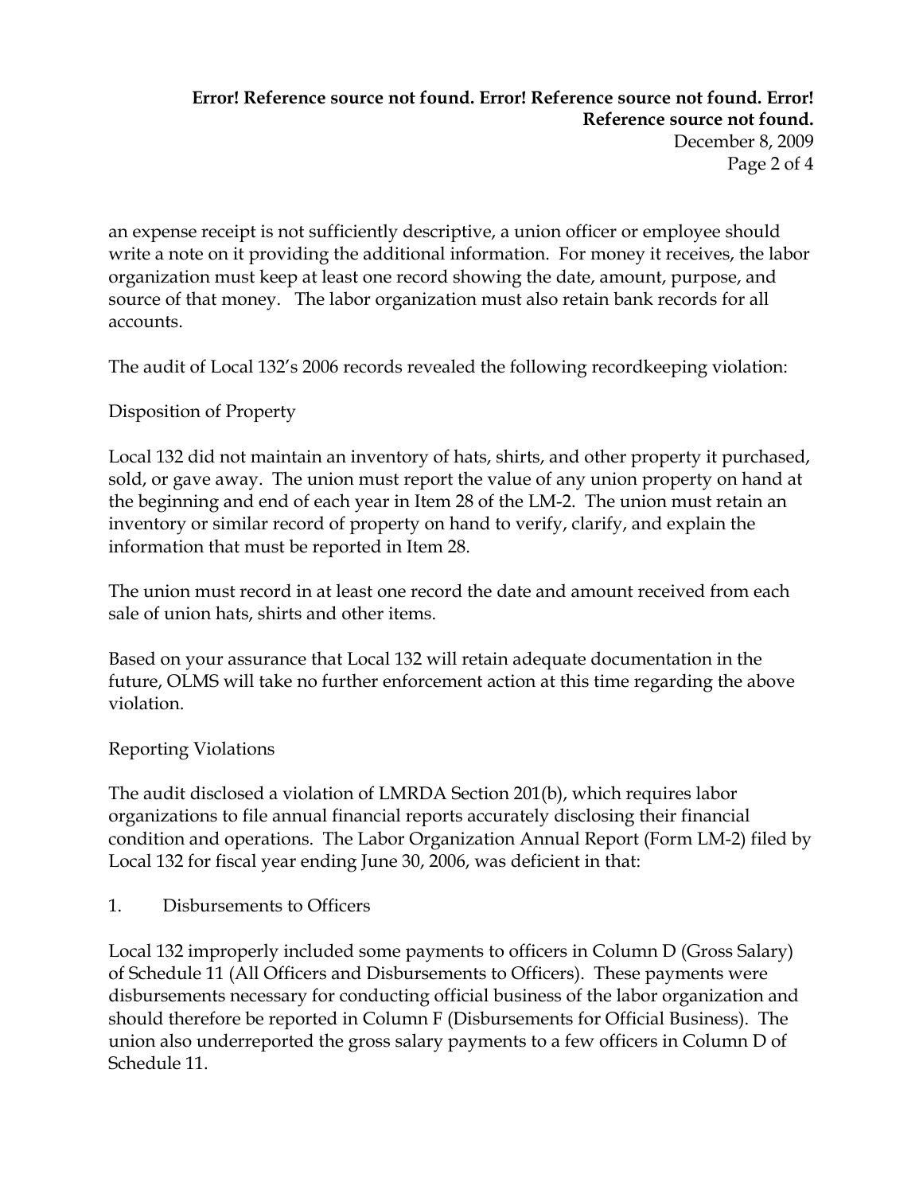an expense receipt is not sufficiently descriptive, a union officer or employee should write a note on it providing the additional information. For money it receives, the labor organization must keep at least one record showing the date, amount, purpose, and source of that money. The labor organization must also retain bank records for all accounts.

The audit of Local 132's 2006 records revealed the following recordkeeping violation:

Disposition of Property

Local 132 did not maintain an inventory of hats, shirts, and other property it purchased, sold, or gave away. The union must report the value of any union property on hand at the beginning and end of each year in Item 28 of the LM-2. The union must retain an inventory or similar record of property on hand to verify, clarify, and explain the information that must be reported in Item 28.

The union must record in at least one record the date and amount received from each sale of union hats, shirts and other items.

Based on your assurance that Local 132 will retain adequate documentation in the future, OLMS will take no further enforcement action at this time regarding the above violation.

Reporting Violations

The audit disclosed a violation of LMRDA Section 201(b), which requires labor organizations to file annual financial reports accurately disclosing their financial condition and operations. The Labor Organization Annual Report (Form LM-2) filed by Local 132 for fiscal year ending June 30, 2006, was deficient in that:

1. Disbursements to Officers

Local 132 improperly included some payments to officers in Column D (Gross Salary) of Schedule 11 (All Officers and Disbursements to Officers). These payments were disbursements necessary for conducting official business of the labor organization and should therefore be reported in Column F (Disbursements for Official Business). The union also underreported the gross salary payments to a few officers in Column D of Schedule 11.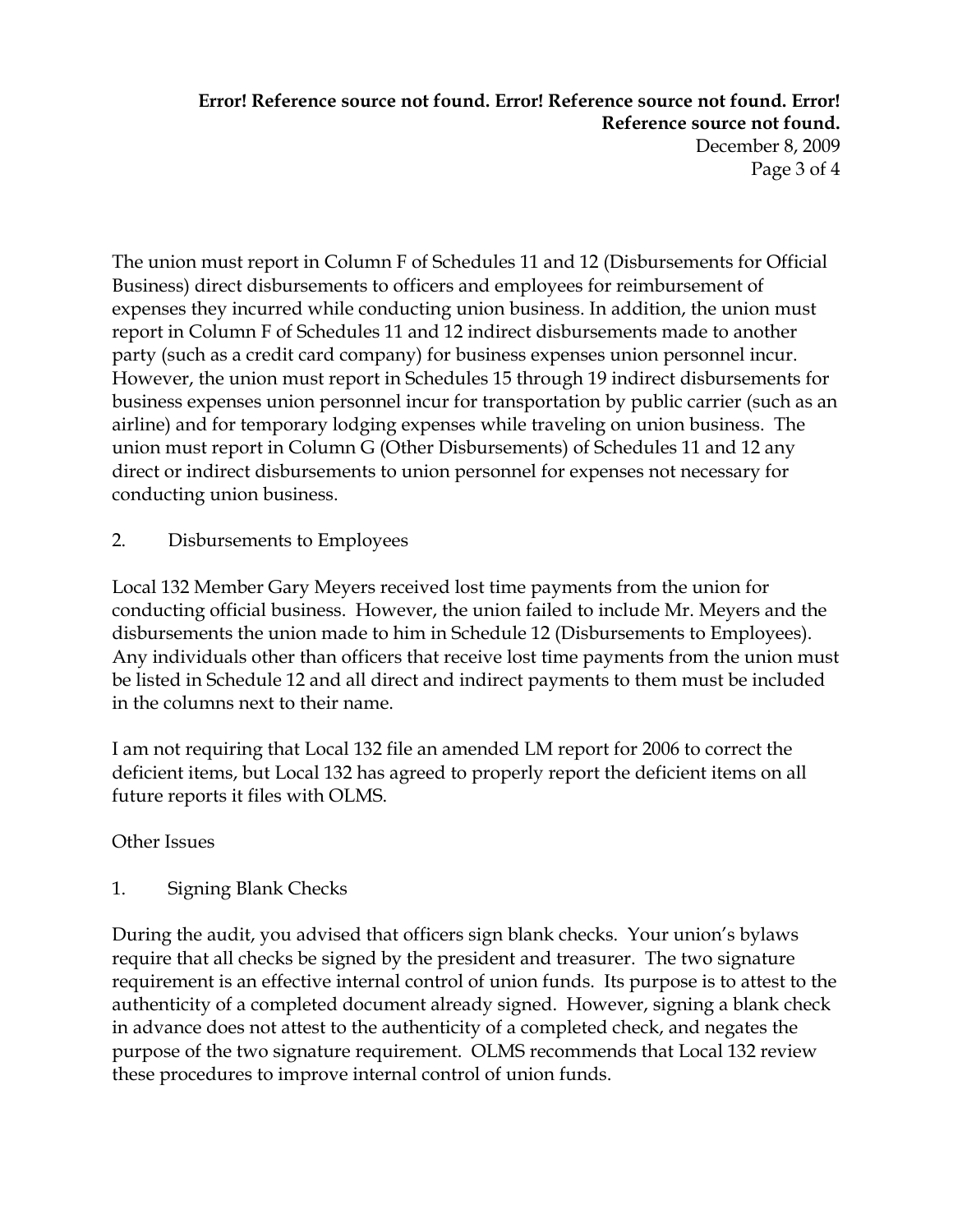The union must report in Column F of Schedules 11 and 12 (Disbursements for Official Business) direct disbursements to officers and employees for reimbursement of expenses they incurred while conducting union business. In addition, the union must report in Column F of Schedules 11 and 12 indirect disbursements made to another party (such as a credit card company) for business expenses union personnel incur. However, the union must report in Schedules 15 through 19 indirect disbursements for business expenses union personnel incur for transportation by public carrier (such as an airline) and for temporary lodging expenses while traveling on union business. The union must report in Column G (Other Disbursements) of Schedules 11 and 12 any direct or indirect disbursements to union personnel for expenses not necessary for conducting union business.

2. Disbursements to Employees

Local 132 Member Gary Meyers received lost time payments from the union for conducting official business. However, the union failed to include Mr. Meyers and the disbursements the union made to him in Schedule 12 (Disbursements to Employees). Any individuals other than officers that receive lost time payments from the union must be listed in Schedule 12 and all direct and indirect payments to them must be included in the columns next to their name.

I am not requiring that Local 132 file an amended LM report for 2006 to correct the deficient items, but Local 132 has agreed to properly report the deficient items on all future reports it files with OLMS.

Other Issues

1. Signing Blank Checks

During the audit, you advised that officers sign blank checks. Your union's bylaws require that all checks be signed by the president and treasurer. The two signature requirement is an effective internal control of union funds. Its purpose is to attest to the authenticity of a completed document already signed. However, signing a blank check in advance does not attest to the authenticity of a completed check, and negates the purpose of the two signature requirement. OLMS recommends that Local 132 review these procedures to improve internal control of union funds.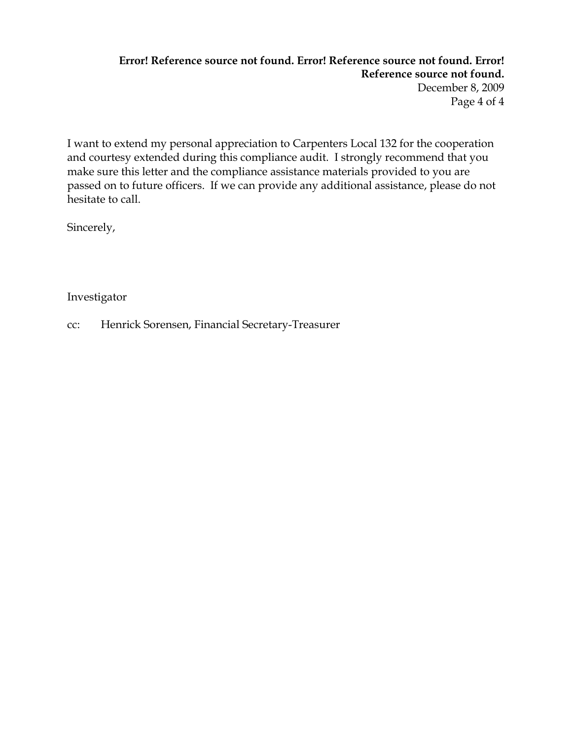I want to extend my personal appreciation to Carpenters Local 132 for the cooperation and courtesy extended during this compliance audit. I strongly recommend that you make sure this letter and the compliance assistance materials provided to you are passed on to future officers. If we can provide any additional assistance, please do not hesitate to call.

Sincerely,

Investigator

cc: Henrick Sorensen, Financial Secretary-Treasurer